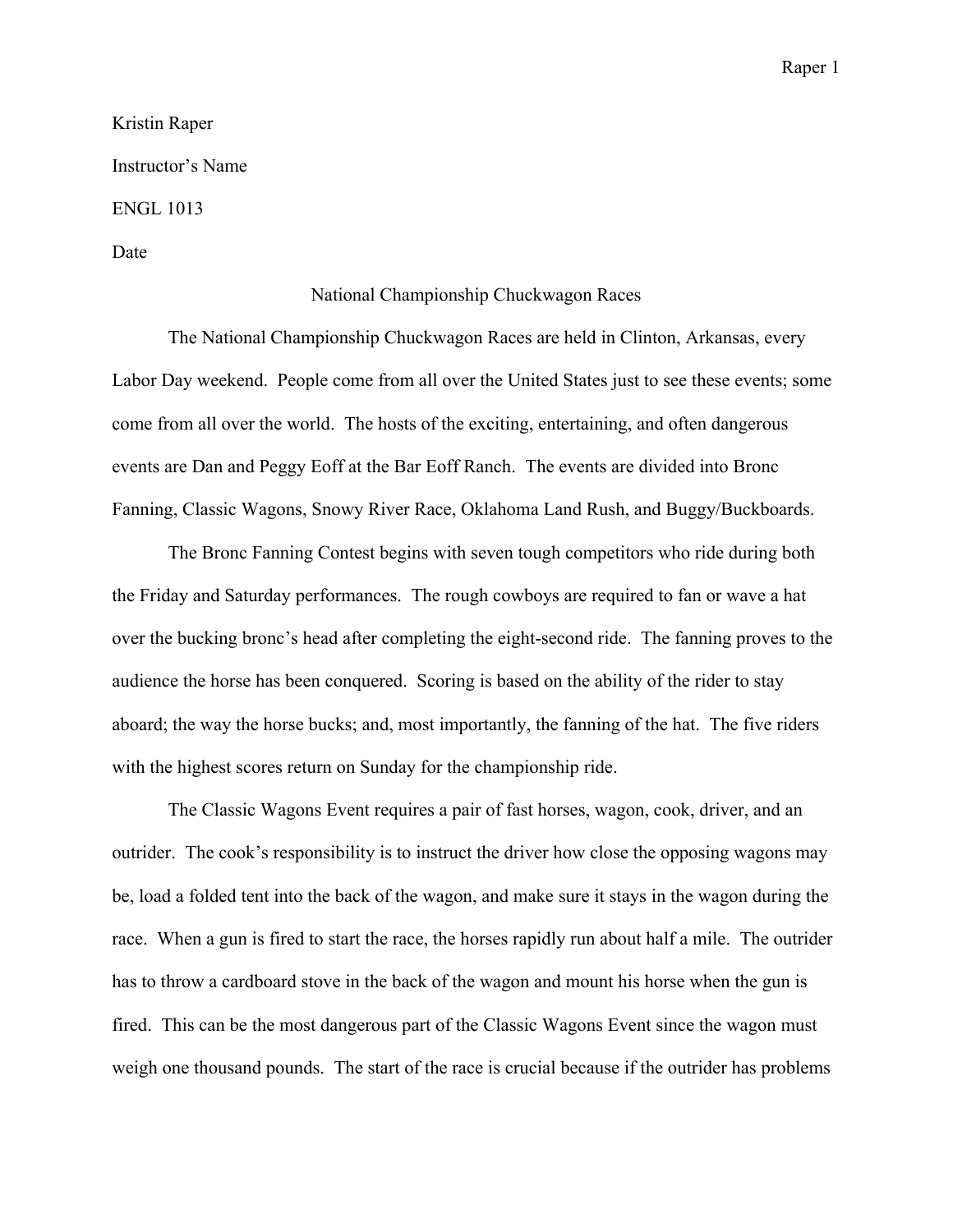Kristin Raper

Instructor's Name

ENGL 1013

Date

# National Championship Chuckwagon Races

The National Championship Chuckwagon Races are held in Clinton, Arkansas, every Labor Day weekend. People come from all over the United States just to see these events; some come from all over the world. The hosts of the exciting, entertaining, and often dangerous events are Dan and Peggy Eoff at the Bar Eoff Ranch. The events are divided into Bronc Fanning, Classic Wagons, Snowy River Race, Oklahoma Land Rush, and Buggy/Buckboards.

The Bronc Fanning Contest begins with seven tough competitors who ride during both the Friday and Saturday performances. The rough cowboys are required to fan or wave a hat over the bucking bronc's head after completing the eight-second ride. The fanning proves to the audience the horse has been conquered. Scoring is based on the ability of the rider to stay aboard; the way the horse bucks; and, most importantly, the fanning of the hat. The five riders with the highest scores return on Sunday for the championship ride.

The Classic Wagons Event requires a pair of fast horses, wagon, cook, driver, and an outrider. The cook's responsibility is to instruct the driver how close the opposing wagons may be, load a folded tent into the back of the wagon, and make sure it stays in the wagon during the race. When a gun is fired to start the race, the horses rapidly run about half a mile. The outrider has to throw a cardboard stove in the back of the wagon and mount his horse when the gun is fired. This can be the most dangerous part of the Classic Wagons Event since the wagon must weigh one thousand pounds. The start of the race is crucial because if the outrider has problems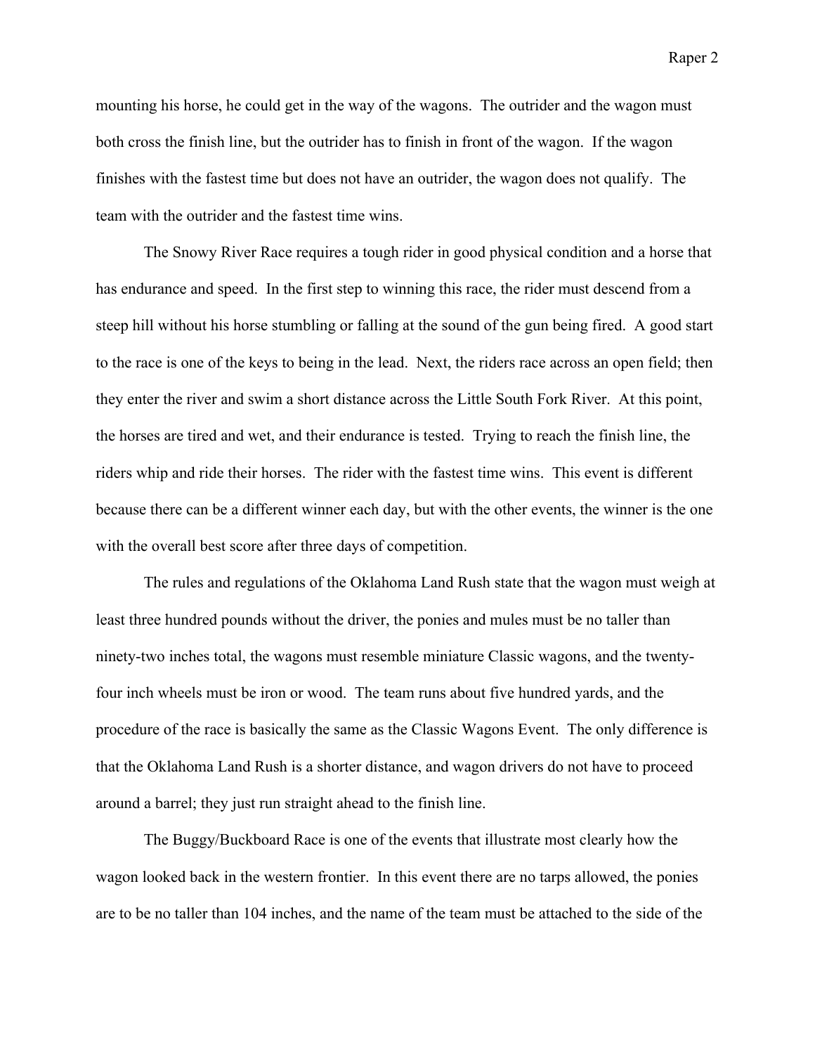mounting his horse, he could get in the way of the wagons. The outrider and the wagon must both cross the finish line, but the outrider has to finish in front of the wagon. If the wagon finishes with the fastest time but does not have an outrider, the wagon does not qualify. The team with the outrider and the fastest time wins.

The Snowy River Race requires a tough rider in good physical condition and a horse that has endurance and speed. In the first step to winning this race, the rider must descend from a steep hill without his horse stumbling or falling at the sound of the gun being fired. A good start to the race is one of the keys to being in the lead. Next, the riders race across an open field; then they enter the river and swim a short distance across the Little South Fork River. At this point, the horses are tired and wet, and their endurance is tested. Trying to reach the finish line, the riders whip and ride their horses. The rider with the fastest time wins. This event is different because there can be a different winner each day, but with the other events, the winner is the one with the overall best score after three days of competition.

The rules and regulations of the Oklahoma Land Rush state that the wagon must weigh at least three hundred pounds without the driver, the ponies and mules must be no taller than ninety-two inches total, the wagons must resemble miniature Classic wagons, and the twenty-four inch wheels must be iron or wood. The team runs about five hundred yards, and the procedure of the race is basically the same as the Classic Wagons Event. The only difference is that the Oklahoma Land Rush is a shorter distance, and wagon drivers do not have to proceed around a barrel; they just run straight ahead to the finish line.

The Buggy/Buckboard Race is one of the events that illustrate most clearly how the wagon looked back in the western frontier. In this event there are no tarps allowed, the ponies are to be no taller than 104 inches, and the name of the team must be attached to the side of the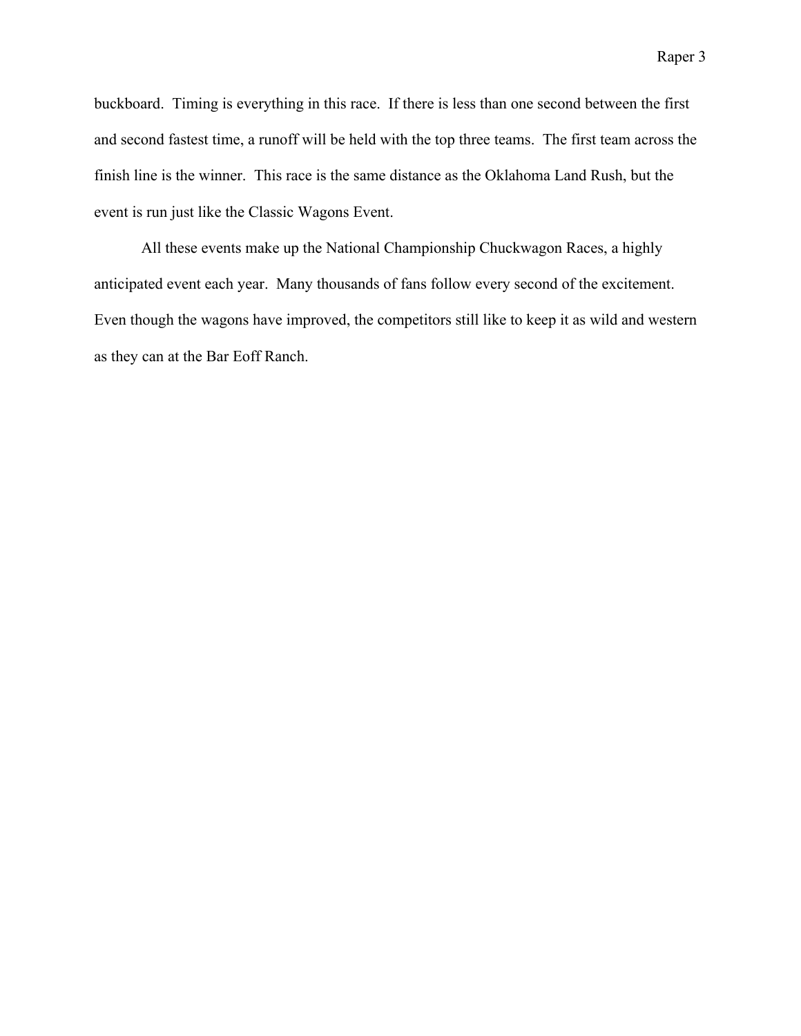buckboard. Timing is everything in this race. If there is less than one second between the first and second fastest time, a runoff will be held with the top three teams. The first team across the finish line is the winner. This race is the same distance as the Oklahoma Land Rush, but the event is run just like the Classic Wagons Event.

All these events make up the National Championship Chuckwagon Races, a highly anticipated event each year. Many thousands of fans follow every second of the excitement. Even though the wagons have improved, the competitors still like to keep it as wild and western as they can at the Bar Eoff Ranch.